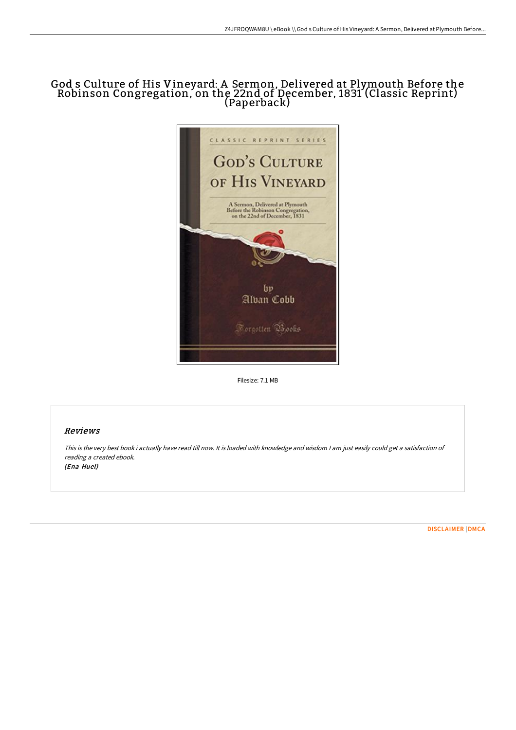# God s Culture of His Vineyard: A Sermon, Delivered at Plymouth Before the Robinson Congregation, on the 22nd of December, 1831 (Classic Reprint) (Paperback)

Filesize: 7.1 MB

## Reviews

*This is the very best book i actually have read till now. It is loaded with knowledge and wisdom I am just easily could get a satisfaction of reading a created ebook.*
*(Ena Huel)*

DISCLAIMER | DMCA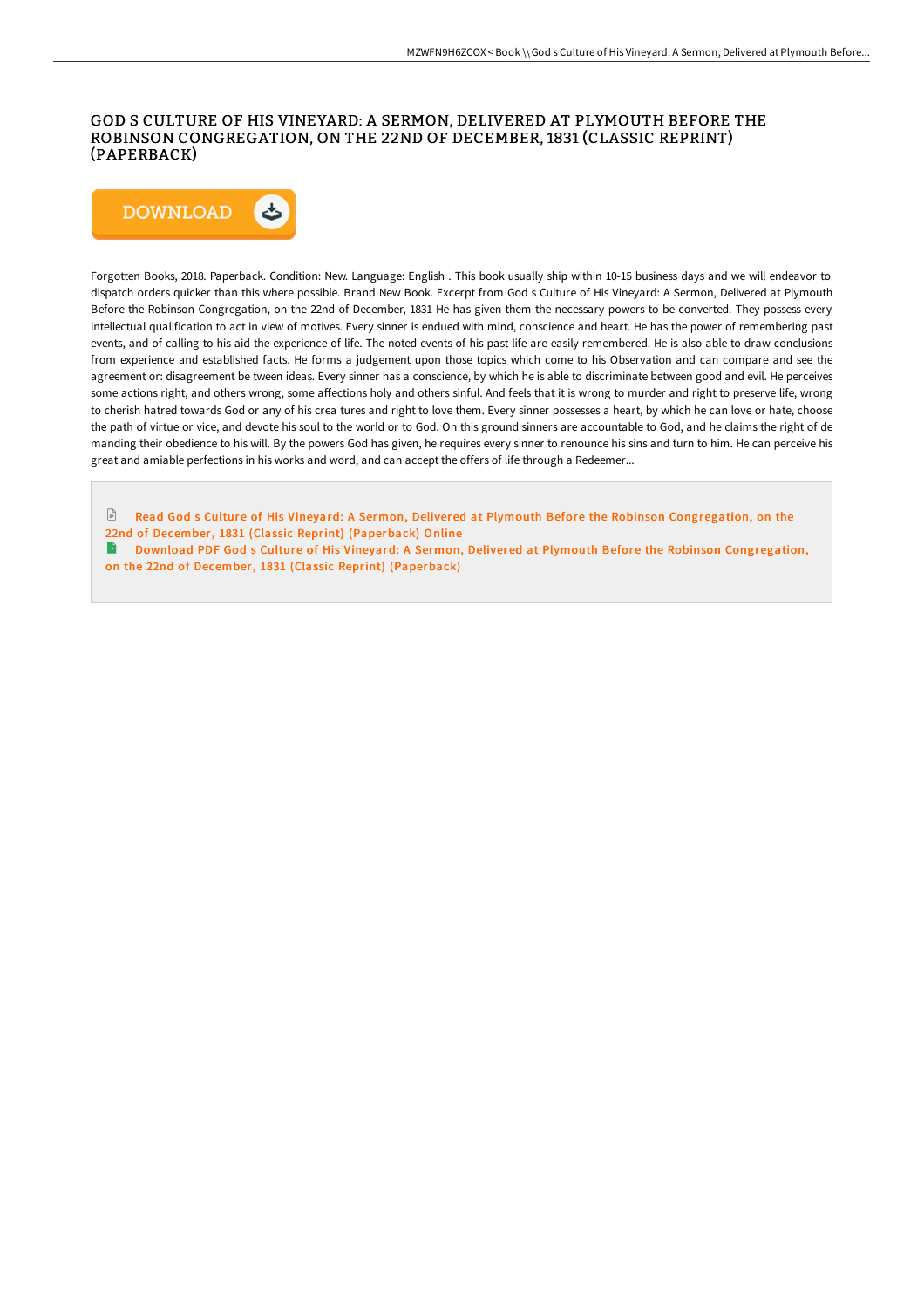# GOD S CULTURE OF HIS VINEYARD: A SERMON, DELIVERED AT PLYMOUTH BEFORE THE ROBINSON CONGREGATION, ON THE 22ND OF DECEMBER, 1831 (CLASSIC REPRINT) (PAPERBACK)

DOWNLOAD

Forgotten Books, 2018. Paperback. Condition: New. Language: English . This book usually ship within 10-15 business days and we will endeavor to dispatch orders quicker than this where possible. Brand New Book. Excerpt from God s Culture of His Vineyard: A Sermon, Delivered at Plymouth Before the Robinson Congregation, on the 22nd of December, 1831 He has given them the necessary powers to be converted. They possess every intellectual qualification to act in view of motives. Every sinner is endued with mind, conscience and heart. He has the power of remembering past events, and of calling to his aid the experience of life. The noted events of his past life are easily remembered. He is also able to draw conclusions from experience and established facts. He forms a judgement upon those topics which come to his Observation and can compare and see the agreement or: disagreement be tween ideas. Every sinner has a conscience, by which he is able to discriminate between good and evil. He perceives some actions right, and others wrong, some affections holy and others sinful. And feels that it is wrong to murder and right to preserve life, wrong to cherish hatred towards God or any of his crea tures and right to love them. Every sinner possesses a heart, by which he can love or hate, choose the path of virtue or vice, and devote his soul to the world or to God. On this ground sinners are accountable to God, and he claims the right of de manding their obedience to his will. By the powers God has given, he requires every sinner to renounce his sins and turn to him. He can perceive his great and amiable perfections in his works and word, and can accept the offers of life through a Redeemer...

Read God s Culture of His Vineyard: A Sermon, Delivered at Plymouth Before the Robinson Congregation, on the 22nd of December, 1831 (Classic Reprint) (Paperback) Online

Download PDF God s Culture of His Vineyard: A Sermon, Delivered at Plymouth Before the Robinson Congregation, on the 22nd of December, 1831 (Classic Reprint) (Paperback)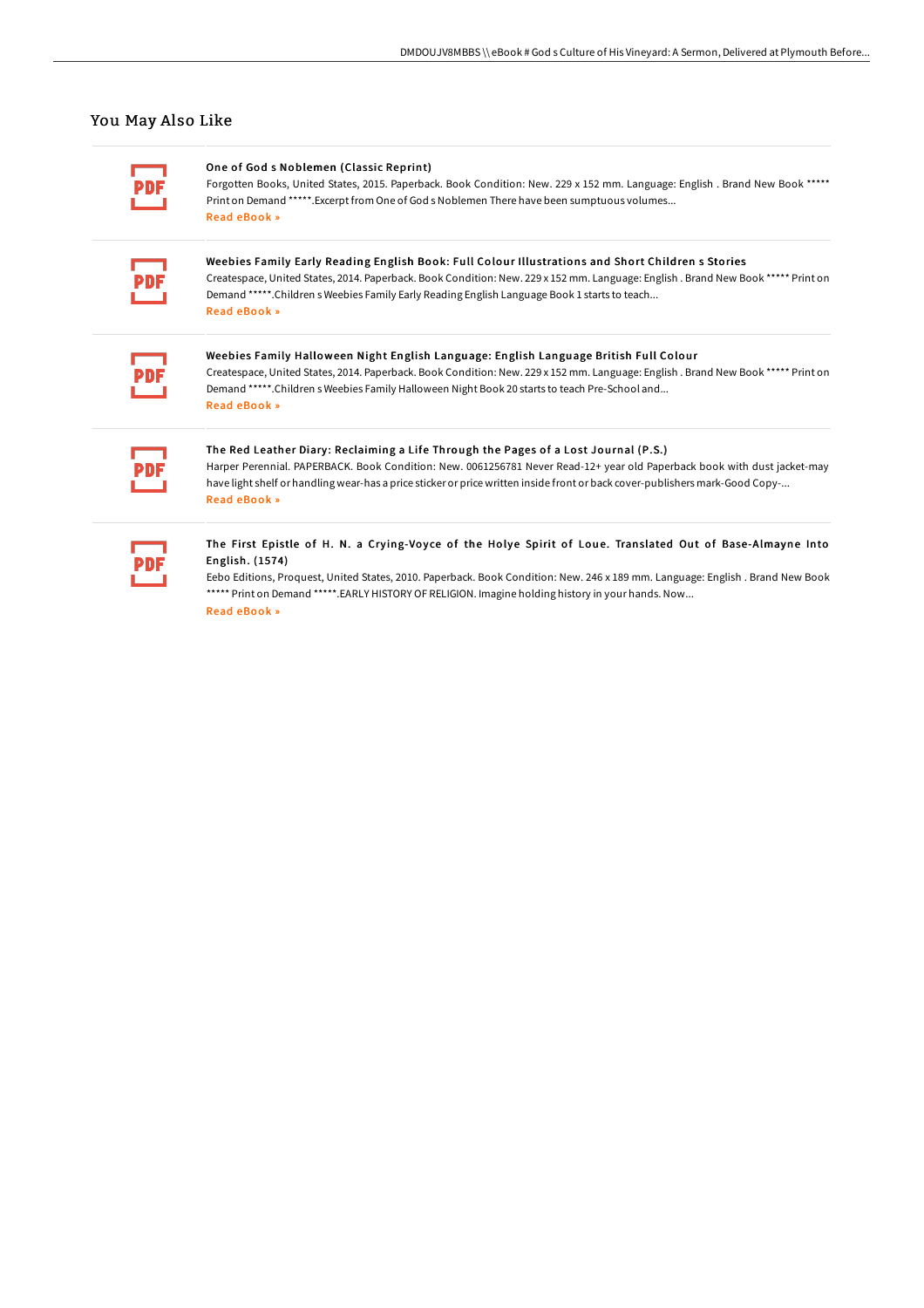## You May Also Like

**One of God s Noblemen (Classic Reprint)**

Forgotten Books, United States, 2015. Paperback. Book Condition: New. 229 x 152 mm. Language: English . Brand New Book ***** Print on Demand *****.Excerpt from One of God s Noblemen There have been sumptuous volumes...

Read eBook »

**Weebies Family Early Reading English Book: Full Colour Illustrations and Short Children s Stories**

Createspace, United States, 2014. Paperback. Book Condition: New. 229 x 152 mm. Language: English . Brand New Book ***** Print on Demand *****.Children s Weebies Family Early Reading English Language Book 1 starts to teach...

Read eBook »

**Weebies Family Halloween Night English Language: English Language British Full Colour**

Createspace, United States, 2014. Paperback. Book Condition: New. 229 x 152 mm. Language: English . Brand New Book ***** Print on Demand *****.Children s Weebies Family Halloween Night Book 20 starts to teach Pre-School and...

Read eBook »

**The Red Leather Diary: Reclaiming a Life Through the Pages of a Lost Journal (P.S.)**

Harper Perennial. PAPERBACK. Book Condition: New. 0061256781 Never Read-12+ year old Paperback book with dust jacket-may have light shelf or handling wear-has a price sticker or price written inside front or back cover-publishers mark-Good Copy-...

Read eBook »

**The First Epistle of H. N. a Crying-Voyce of the Holye Spirit of Loue. Translated Out of Base-Almayne Into English. (1574)**

Eebo Editions, Proquest, United States, 2010. Paperback. Book Condition: New. 246 x 189 mm. Language: English . Brand New Book ***** Print on Demand *****.EARLY HISTORY OF RELIGION. Imagine holding history in your hands. Now...

Read eBook »